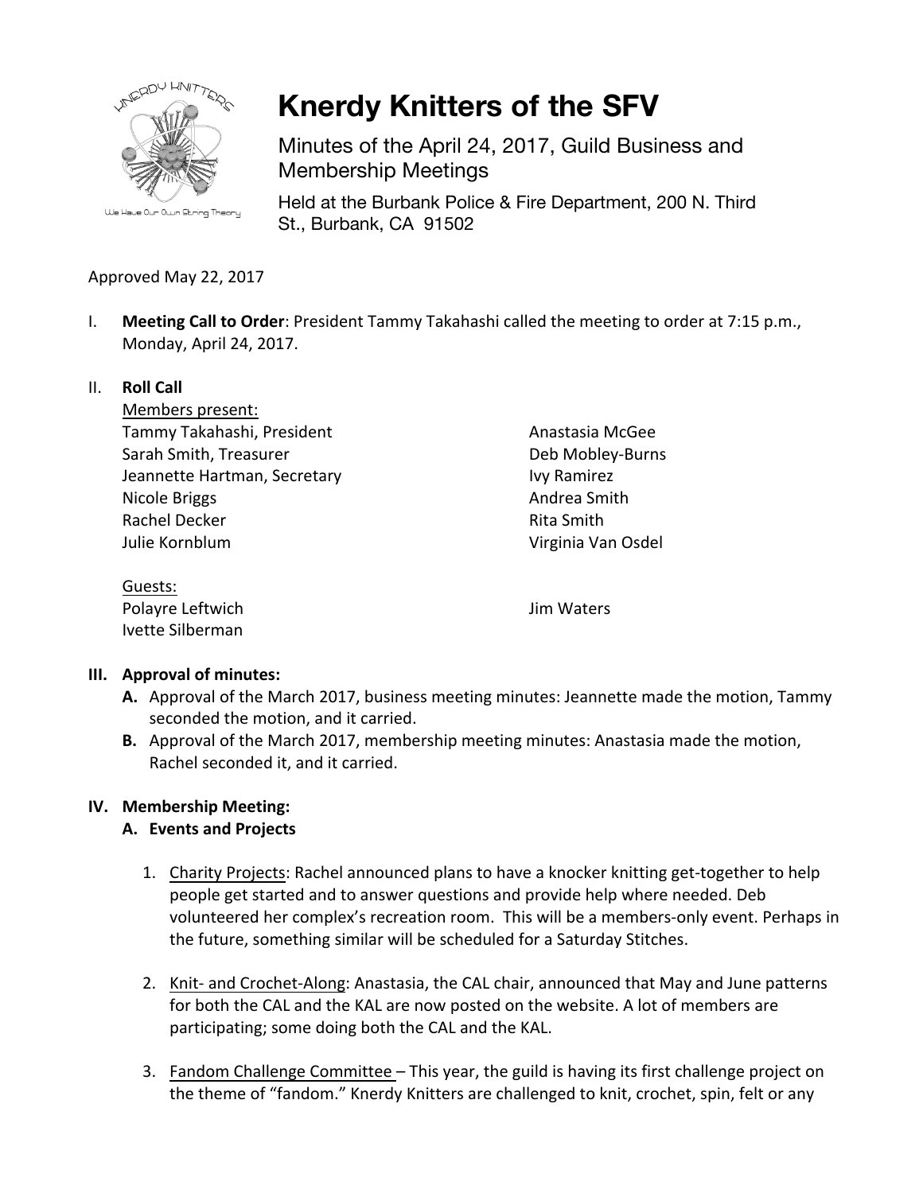# Knerdy Knitters of the SFV

Minutes of the April 24, 2017, Guild Business and Membership Meetings

Held at the Burbank Police & Fire Department, 200 N. Third St., Burbank, CA 91502

Approved May 22, 2017

I. **Meeting Call to Order**: President Tammy Takahashi called the meeting to order at 7:15 p.m., Monday, April 24, 2017.

II. **Roll Call**

Members present:

Tammy Takahashi, President
Sarah Smith, Treasurer
Jeannette Hartman, Secretary
Nicole Briggs
Rachel Decker
Julie Kornblum
Anastasia McGee
Deb Mobley-Burns
Ivy Ramirez
Andrea Smith
Rita Smith
Virginia Van Osdel

Guests:

Polayre Leftwich
Ivette Silberman
Jim Waters

**III. Approval of minutes:**

**A.** Approval of the March 2017, business meeting minutes: Jeannette made the motion, Tammy seconded the motion, and it carried.

**B.** Approval of the March 2017, membership meeting minutes: Anastasia made the motion, Rachel seconded it, and it carried.

**IV. Membership Meeting:**

**A. Events and Projects**

1. Charity Projects: Rachel announced plans to have a knocker knitting get-together to help people get started and to answer questions and provide help where needed. Deb volunteered her complex's recreation room. This will be a members-only event. Perhaps in the future, something similar will be scheduled for a Saturday Stitches.

2. Knit- and Crochet-Along: Anastasia, the CAL chair, announced that May and June patterns for both the CAL and the KAL are now posted on the website. A lot of members are participating; some doing both the CAL and the KAL.

3. Fandom Challenge Committee – This year, the guild is having its first challenge project on the theme of "fandom." Knerdy Knitters are challenged to knit, crochet, spin, felt or any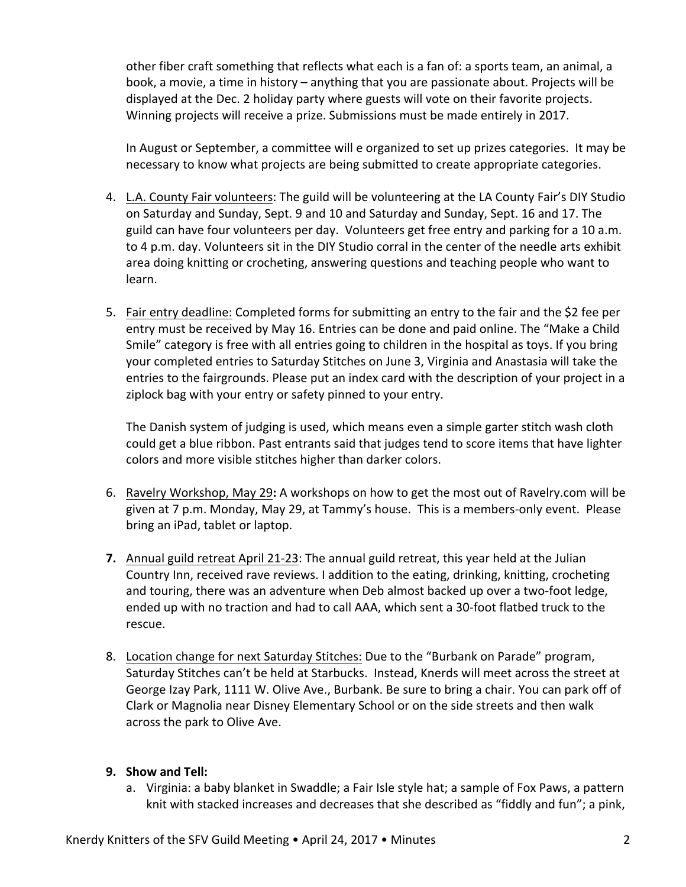other fiber craft something that reflects what each is a fan of: a sports team, an animal, a book, a movie, a time in history – anything that you are passionate about. Projects will be displayed at the Dec. 2 holiday party where guests will vote on their favorite projects. Winning projects will receive a prize. Submissions must be made entirely in 2017.

In August or September, a committee will e organized to set up prizes categories. It may be necessary to know what projects are being submitted to create appropriate categories.

4. L.A. County Fair volunteers: The guild will be volunteering at the LA County Fair's DIY Studio on Saturday and Sunday, Sept. 9 and 10 and Saturday and Sunday, Sept. 16 and 17. The guild can have four volunteers per day. Volunteers get free entry and parking for a 10 a.m. to 4 p.m. day. Volunteers sit in the DIY Studio corral in the center of the needle arts exhibit area doing knitting or crocheting, answering questions and teaching people who want to learn.

5. Fair entry deadline: Completed forms for submitting an entry to the fair and the $2 fee per entry must be received by May 16. Entries can be done and paid online. The "Make a Child Smile" category is free with all entries going to children in the hospital as toys. If you bring your completed entries to Saturday Stitches on June 3, Virginia and Anastasia will take the entries to the fairgrounds. Please put an index card with the description of your project in a ziplock bag with your entry or safety pinned to your entry.

   The Danish system of judging is used, which means even a simple garter stitch wash cloth could get a blue ribbon. Past entrants said that judges tend to score items that have lighter colors and more visible stitches higher than darker colors.

6. Ravelry Workshop, May 29**:** A workshops on how to get the most out of Ravelry.com will be given at 7 p.m. Monday, May 29, at Tammy's house. This is a members-only event. Please bring an iPad, tablet or laptop.

7. Annual guild retreat April 21-23: The annual guild retreat, this year held at the Julian Country Inn, received rave reviews. I addition to the eating, drinking, knitting, crocheting and touring, there was an adventure when Deb almost backed up over a two-foot ledge, ended up with no traction and had to call AAA, which sent a 30-foot flatbed truck to the rescue.

8. Location change for next Saturday Stitches: Due to the "Burbank on Parade" program, Saturday Stitches can't be held at Starbucks. Instead, Knerds will meet across the street at George Izay Park, 1111 W. Olive Ave., Burbank. Be sure to bring a chair. You can park off of Clark or Magnolia near Disney Elementary School or on the side streets and then walk across the park to Olive Ave.

9. **Show and Tell:**
   a. Virginia: a baby blanket in Swaddle; a Fair Isle style hat; a sample of Fox Paws, a pattern knit with stacked increases and decreases that she described as "fiddly and fun"; a pink,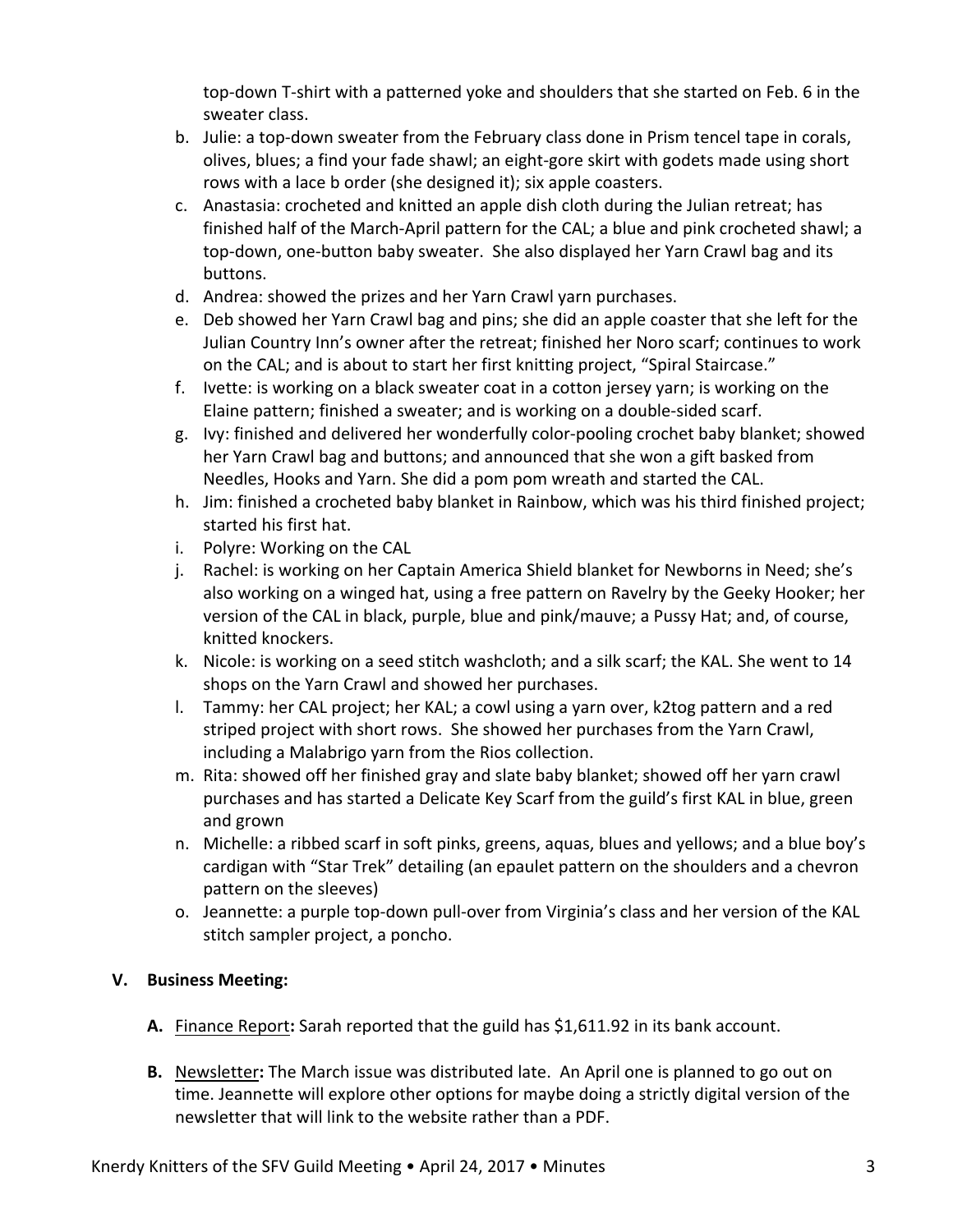top-down T-shirt with a patterned yoke and shoulders that she started on Feb. 6 in the sweater class.

b. Julie: a top-down sweater from the February class done in Prism tencel tape in corals, olives, blues; a find your fade shawl; an eight-gore skirt with godets made using short rows with a lace b order (she designed it); six apple coasters.

c. Anastasia: crocheted and knitted an apple dish cloth during the Julian retreat; has finished half of the March-April pattern for the CAL; a blue and pink crocheted shawl; a top-down, one-button baby sweater. She also displayed her Yarn Crawl bag and its buttons.

d. Andrea: showed the prizes and her Yarn Crawl yarn purchases.

e. Deb showed her Yarn Crawl bag and pins; she did an apple coaster that she left for the Julian Country Inn's owner after the retreat; finished her Noro scarf; continues to work on the CAL; and is about to start her first knitting project, "Spiral Staircase."

f. Ivette: is working on a black sweater coat in a cotton jersey yarn; is working on the Elaine pattern; finished a sweater; and is working on a double-sided scarf.

g. Ivy: finished and delivered her wonderfully color-pooling crochet baby blanket; showed her Yarn Crawl bag and buttons; and announced that she won a gift basked from Needles, Hooks and Yarn. She did a pom pom wreath and started the CAL.

h. Jim: finished a crocheted baby blanket in Rainbow, which was his third finished project; started his first hat.

i. Polyre: Working on the CAL

j. Rachel: is working on her Captain America Shield blanket for Newborns in Need; she's also working on a winged hat, using a free pattern on Ravelry by the Geeky Hooker; her version of the CAL in black, purple, blue and pink/mauve; a Pussy Hat; and, of course, knitted knockers.

k. Nicole: is working on a seed stitch washcloth; and a silk scarf; the KAL. She went to 14 shops on the Yarn Crawl and showed her purchases.

l. Tammy: her CAL project; her KAL; a cowl using a yarn over, k2tog pattern and a red striped project with short rows. She showed her purchases from the Yarn Crawl, including a Malabrigo yarn from the Rios collection.

m. Rita: showed off her finished gray and slate baby blanket; showed off her yarn crawl purchases and has started a Delicate Key Scarf from the guild's first KAL in blue, green and grown

n. Michelle: a ribbed scarf in soft pinks, greens, aquas, blues and yellows; and a blue boy's cardigan with "Star Trek" detailing (an epaulet pattern on the shoulders and a chevron pattern on the sleeves)

o. Jeannette: a purple top-down pull-over from Virginia's class and her version of the KAL stitch sampler project, a poncho.

## V. Business Meeting:

**A.** Finance Report**:** Sarah reported that the guild has $1,611.92 in its bank account.

**B.** Newsletter**:** The March issue was distributed late. An April one is planned to go out on time. Jeannette will explore other options for maybe doing a strictly digital version of the newsletter that will link to the website rather than a PDF.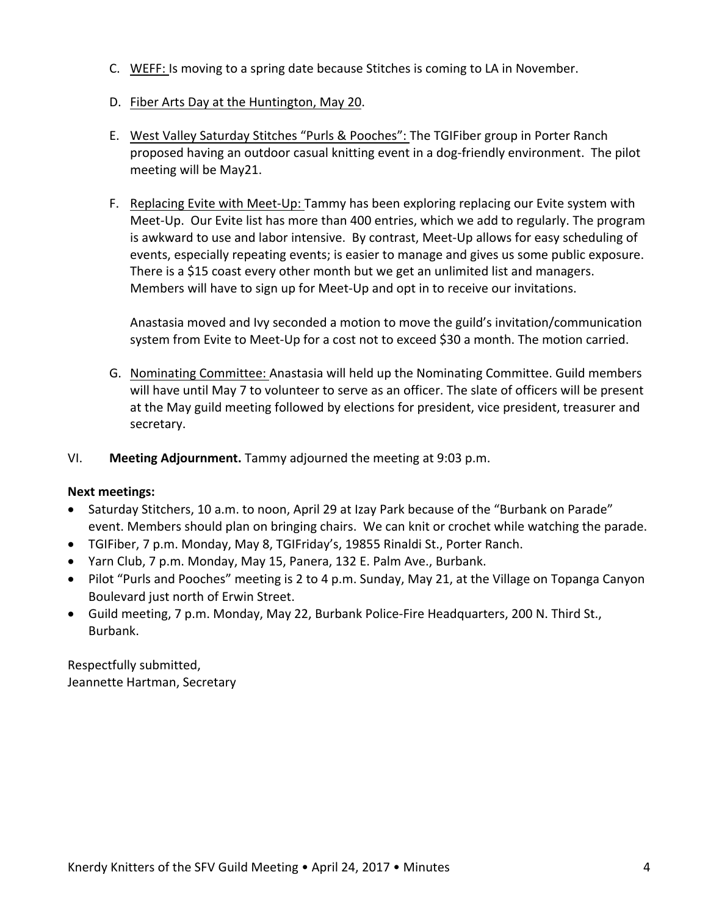C. <u>WEFF:</u> Is moving to a spring date because Stitches is coming to LA in November.

D. <u>Fiber Arts Day at the Huntington, May 20</u>.

E. <u>West Valley Saturday Stitches "Purls & Pooches":</u> The TGIFiber group in Porter Ranch proposed having an outdoor casual knitting event in a dog-friendly environment. The pilot meeting will be May21.

F. <u>Replacing Evite with Meet-Up:</u> Tammy has been exploring replacing our Evite system with Meet-Up. Our Evite list has more than 400 entries, which we add to regularly. The program is awkward to use and labor intensive. By contrast, Meet-Up allows for easy scheduling of events, especially repeating events; is easier to manage and gives us some public exposure. There is a $15 coast every other month but we get an unlimited list and managers. Members will have to sign up for Meet-Up and opt in to receive our invitations.

   Anastasia moved and Ivy seconded a motion to move the guild's invitation/communication system from Evite to Meet-Up for a cost not to exceed $30 a month. The motion carried.

G. <u>Nominating Committee:</u> Anastasia will held up the Nominating Committee. Guild members will have until May 7 to volunteer to serve as an officer. The slate of officers will be present at the May guild meeting followed by elections for president, vice president, treasurer and secretary.

VI. **Meeting Adjournment.** Tammy adjourned the meeting at 9:03 p.m.

**Next meetings:**

- Saturday Stitchers, 10 a.m. to noon, April 29 at Izay Park because of the "Burbank on Parade" event. Members should plan on bringing chairs. We can knit or crochet while watching the parade.
- TGIFiber, 7 p.m. Monday, May 8, TGIFriday's, 19855 Rinaldi St., Porter Ranch.
- Yarn Club, 7 p.m. Monday, May 15, Panera, 132 E. Palm Ave., Burbank.
- Pilot "Purls and Pooches" meeting is 2 to 4 p.m. Sunday, May 21, at the Village on Topanga Canyon Boulevard just north of Erwin Street.
- Guild meeting, 7 p.m. Monday, May 22, Burbank Police-Fire Headquarters, 200 N. Third St., Burbank.

Respectfully submitted,
Jeannette Hartman, Secretary